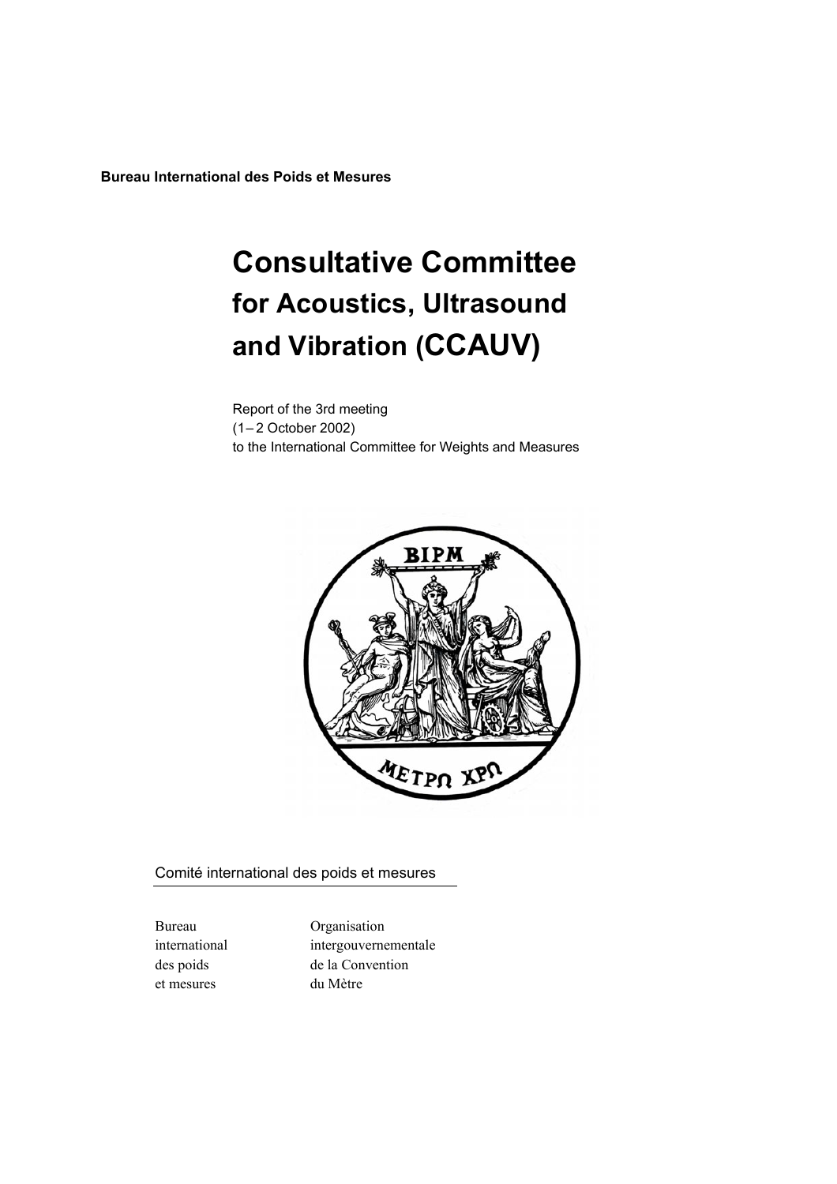**Bureau International des Poids et Mesures**

# Consultative Committee for Acoustics, Ultrasound and Vibration (CCAUV)

Report of the 3rd meeting
(1 – 2 October 2002)
to the International Committee for Weights and Measures

Comité international des poids et mesures

Bureau international des poids et mesures

Organisation intergouvernementale de la Convention du Mètre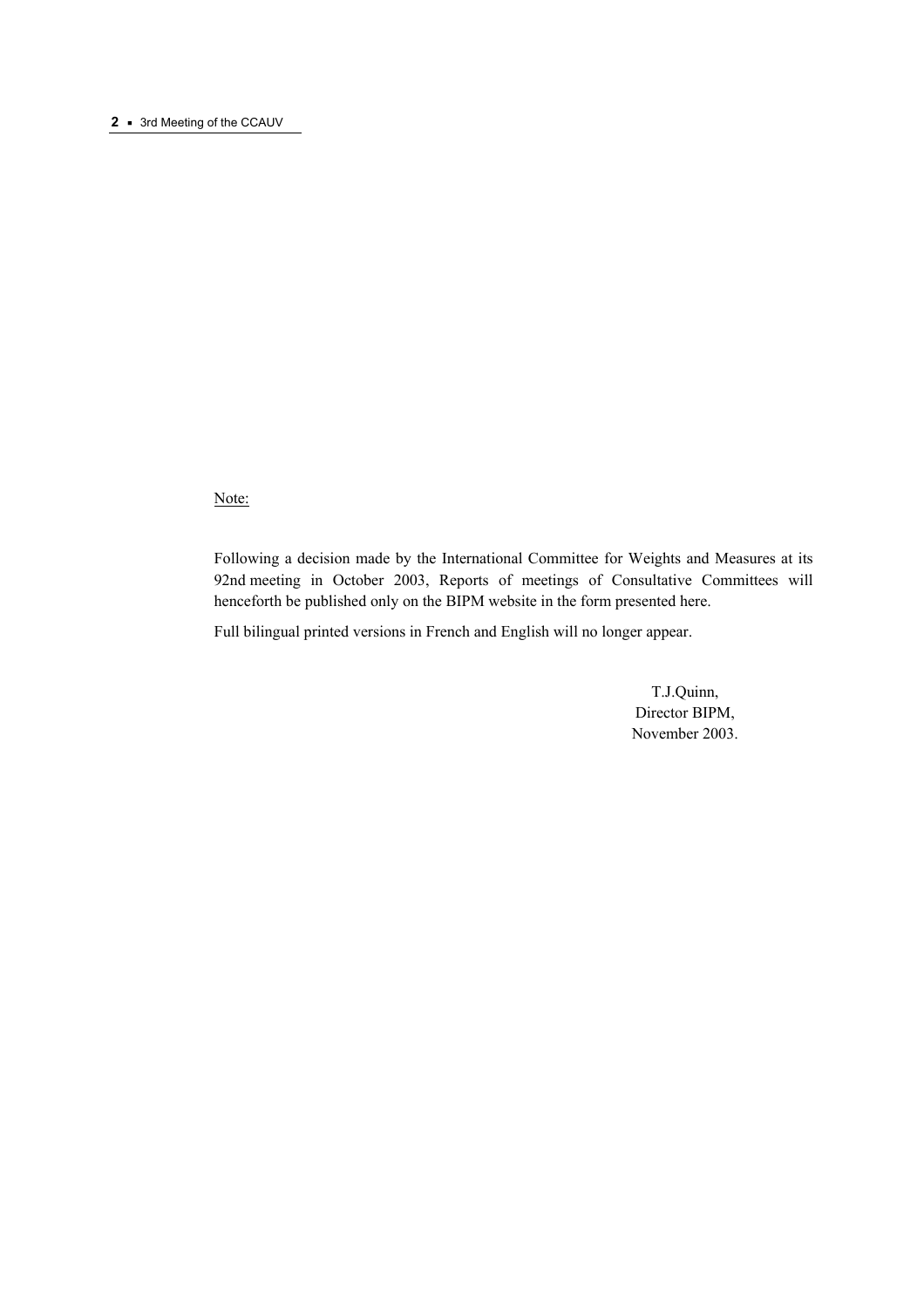Note:

Following a decision made by the International Committee for Weights and Measures at its 92nd meeting in October 2003, Reports of meetings of Consultative Committees will henceforth be published only on the BIPM website in the form presented here.

Full bilingual printed versions in French and English will no longer appear.

T.J.Quinn,
Director BIPM,
November 2003.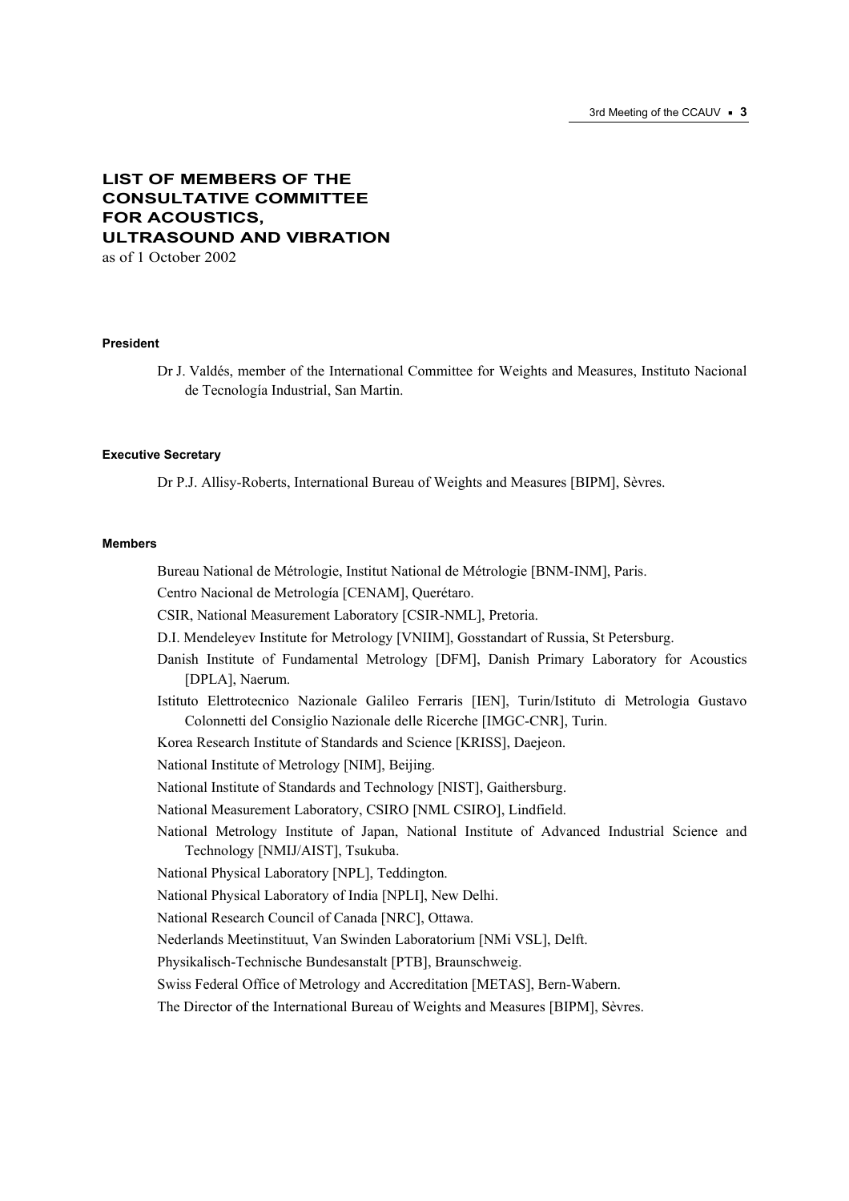# LIST OF MEMBERS OF THE CONSULTATIVE COMMITTEE FOR ACOUSTICS, ULTRASOUND AND VIBRATION

as of 1 October 2002

#### President

Dr J. Valdés, member of the International Committee for Weights and Measures, Instituto Nacional de Tecnología Industrial, San Martin.

#### Executive Secretary

Dr P.J. Allisy-Roberts, International Bureau of Weights and Measures [BIPM], Sèvres.

#### Members

Bureau National de Métrologie, Institut National de Métrologie [BNM-INM], Paris.

Centro Nacional de Metrología [CENAM], Querétaro.

CSIR, National Measurement Laboratory [CSIR-NML], Pretoria.

D.I. Mendeleyev Institute for Metrology [VNIIM], Gosstandart of Russia, St Petersburg.

Danish Institute of Fundamental Metrology [DFM], Danish Primary Laboratory for Acoustics [DPLA], Naerum.

Istituto Elettrotecnico Nazionale Galileo Ferraris [IEN], Turin/Istituto di Metrologia Gustavo Colonnetti del Consiglio Nazionale delle Ricerche [IMGC-CNR], Turin.

Korea Research Institute of Standards and Science [KRISS], Daejeon.

National Institute of Metrology [NIM], Beijing.

National Institute of Standards and Technology [NIST], Gaithersburg.

National Measurement Laboratory, CSIRO [NML CSIRO], Lindfield.

National Metrology Institute of Japan, National Institute of Advanced Industrial Science and Technology [NMIJ/AIST], Tsukuba.

National Physical Laboratory [NPL], Teddington.

National Physical Laboratory of India [NPLI], New Delhi.

National Research Council of Canada [NRC], Ottawa.

Nederlands Meetinstituut, Van Swinden Laboratorium [NMi VSL], Delft.

Physikalisch-Technische Bundesanstalt [PTB], Braunschweig.

Swiss Federal Office of Metrology and Accreditation [METAS], Bern-Wabern.

The Director of the International Bureau of Weights and Measures [BIPM], Sèvres.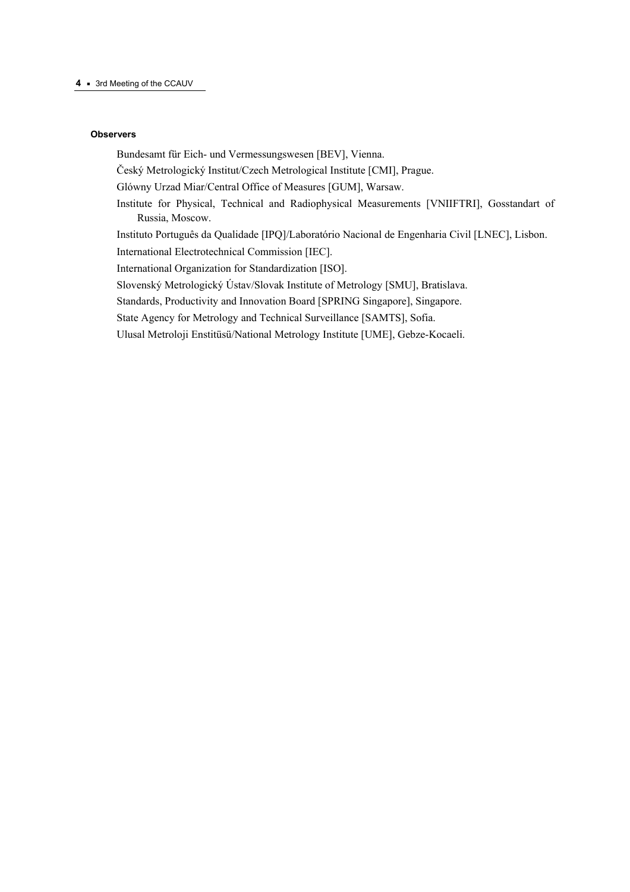#### Observers

Bundesamt für Eich- und Vermessungswesen [BEV], Vienna.

Český Metrologický Institut/Czech Metrological Institute [CMI], Prague.

Glówny Urzad Miar/Central Office of Measures [GUM], Warsaw.

Institute for Physical, Technical and Radiophysical Measurements [VNIIFTRI], Gosstandart of Russia, Moscow.

Instituto Português da Qualidade [IPQ]/Laboratório Nacional de Engenharia Civil [LNEC], Lisbon.

International Electrotechnical Commission [IEC].

International Organization for Standardization [ISO].

Slovenský Metrologický Ústav/Slovak Institute of Metrology [SMU], Bratislava.

Standards, Productivity and Innovation Board [SPRING Singapore], Singapore.

State Agency for Metrology and Technical Surveillance [SAMTS], Sofia.

Ulusal Metroloji Enstitüsü/National Metrology Institute [UME], Gebze-Kocaeli.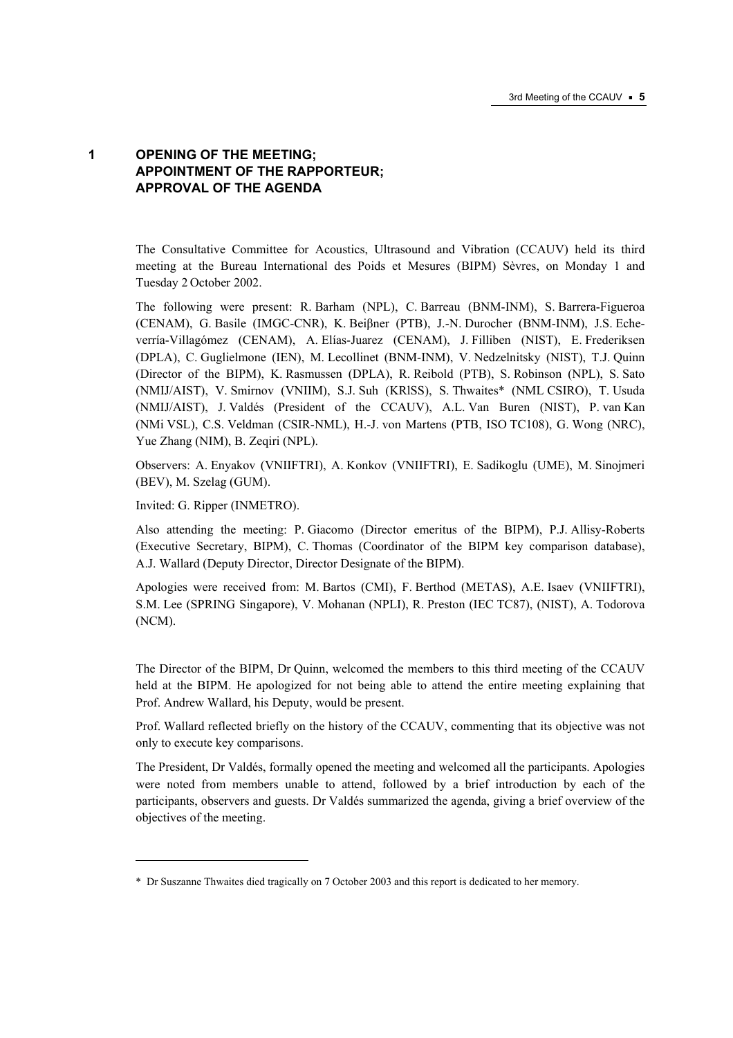# 1 OPENING OF THE MEETING; APPOINTMENT OF THE RAPPORTEUR; APPROVAL OF THE AGENDA

The Consultative Committee for Acoustics, Ultrasound and Vibration (CCAUV) held its third meeting at the Bureau International des Poids et Mesures (BIPM) Sèvres, on Monday 1 and Tuesday 2 October 2002.

The following were present: R. Barham (NPL), C. Barreau (BNM-INM), S. Barrera-Figueroa (CENAM), G. Basile (IMGC-CNR), K. Beiβner (PTB), J.-N. Durocher (BNM-INM), J.S. Echeverría-Villagómez (CENAM), A. Elías-Juarez (CENAM), J. Filliben (NIST), E. Frederiksen (DPLA), C. Guglielmone (IEN), M. Lecollinet (BNM-INM), V. Nedzelnitsky (NIST), T.J. Quinn (Director of the BIPM), K. Rasmussen (DPLA), R. Reibold (PTB), S. Robinson (NPL), S. Sato (NMIJ/AIST), V. Smirnov (VNIIM), S.J. Suh (KRISS), S. Thwaites* (NML CSIRO), T. Usuda (NMIJ/AIST), J. Valdés (President of the CCAUV), A.L. Van Buren (NIST), P. van Kan (NMi VSL), C.S. Veldman (CSIR-NML), H.-J. von Martens (PTB, ISO TC108), G. Wong (NRC), Yue Zhang (NIM), B. Zeqiri (NPL).

Observers: A. Enyakov (VNIIFTRI), A. Konkov (VNIIFTRI), E. Sadikoglu (UME), M. Sinojmeri (BEV), M. Szelag (GUM).

Invited: G. Ripper (INMETRO).

Also attending the meeting: P. Giacomo (Director emeritus of the BIPM), P.J. Allisy-Roberts (Executive Secretary, BIPM), C. Thomas (Coordinator of the BIPM key comparison database), A.J. Wallard (Deputy Director, Director Designate of the BIPM).

Apologies were received from: M. Bartos (CMI), F. Berthod (METAS), A.E. Isaev (VNIIFTRI), S.M. Lee (SPRING Singapore), V. Mohanan (NPLI), R. Preston (IEC TC87), (NIST), A. Todorova (NCM).

The Director of the BIPM, Dr Quinn, welcomed the members to this third meeting of the CCAUV held at the BIPM. He apologized for not being able to attend the entire meeting explaining that Prof. Andrew Wallard, his Deputy, would be present.

Prof. Wallard reflected briefly on the history of the CCAUV, commenting that its objective was not only to execute key comparisons.

The President, Dr Valdés, formally opened the meeting and welcomed all the participants. Apologies were noted from members unable to attend, followed by a brief introduction by each of the participants, observers and guests. Dr Valdés summarized the agenda, giving a brief overview of the objectives of the meeting.

---

* Dr Suszanne Thwaites died tragically on 7 October 2003 and this report is dedicated to her memory.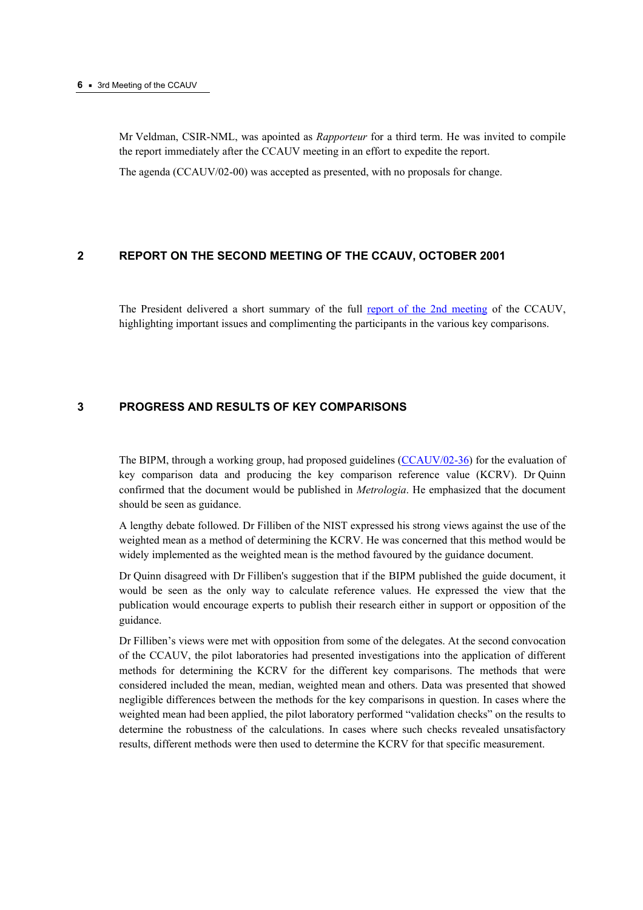Mr Veldman, CSIR-NML, was apointed as *Rapporteur* for a third term. He was invited to compile the report immediately after the CCAUV meeting in an effort to expedite the report.

The agenda (CCAUV/02-00) was accepted as presented, with no proposals for change.

## 2 REPORT ON THE SECOND MEETING OF THE CCAUV, OCTOBER 2001

The President delivered a short summary of the full report of the 2nd meeting of the CCAUV, highlighting important issues and complimenting the participants in the various key comparisons.

## 3 PROGRESS AND RESULTS OF KEY COMPARISONS

The BIPM, through a working group, had proposed guidelines (CCAUV/02-36) for the evaluation of key comparison data and producing the key comparison reference value (KCRV). Dr Quinn confirmed that the document would be published in *Metrologia*. He emphasized that the document should be seen as guidance.

A lengthy debate followed. Dr Filliben of the NIST expressed his strong views against the use of the weighted mean as a method of determining the KCRV. He was concerned that this method would be widely implemented as the weighted mean is the method favoured by the guidance document.

Dr Quinn disagreed with Dr Filliben's suggestion that if the BIPM published the guide document, it would be seen as the only way to calculate reference values. He expressed the view that the publication would encourage experts to publish their research either in support or opposition of the guidance.

Dr Filliben's views were met with opposition from some of the delegates. At the second convocation of the CCAUV, the pilot laboratories had presented investigations into the application of different methods for determining the KCRV for the different key comparisons. The methods that were considered included the mean, median, weighted mean and others. Data was presented that showed negligible differences between the methods for the key comparisons in question. In cases where the weighted mean had been applied, the pilot laboratory performed "validation checks" on the results to determine the robustness of the calculations. In cases where such checks revealed unsatisfactory results, different methods were then used to determine the KCRV for that specific measurement.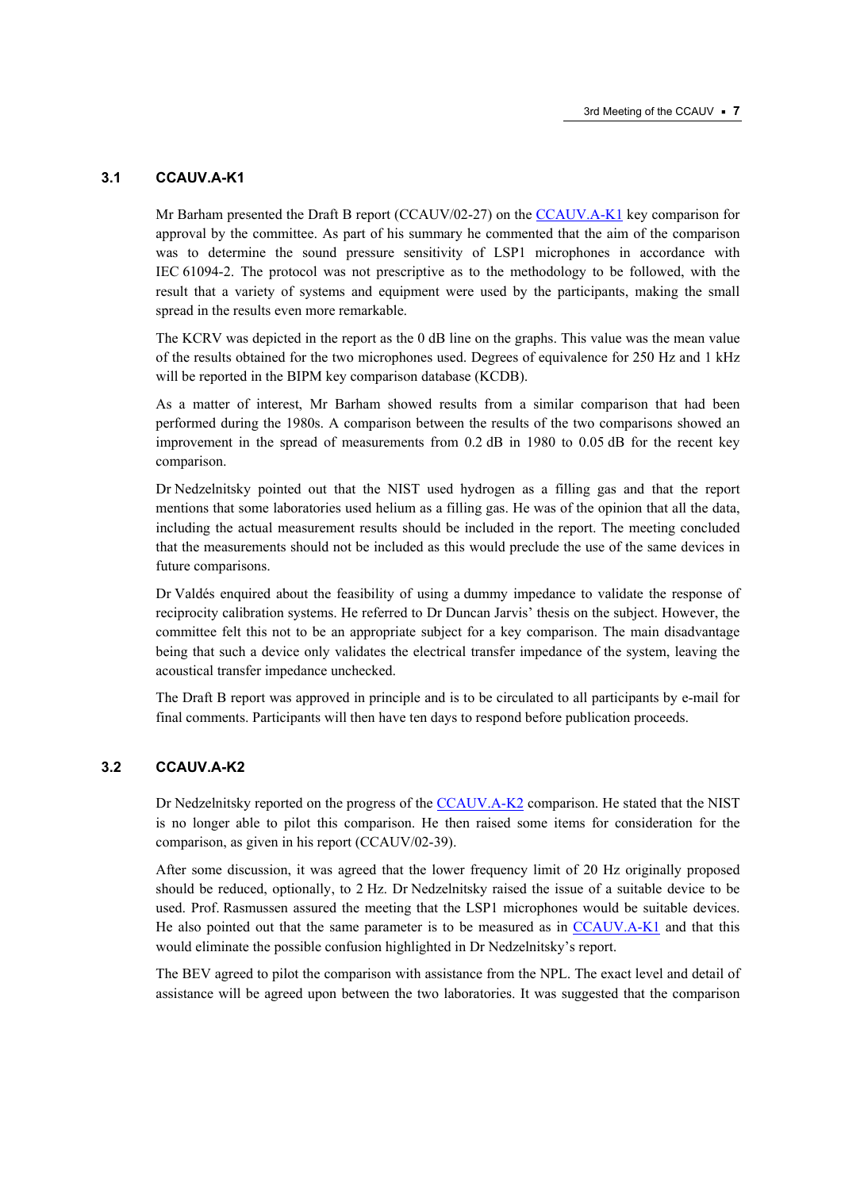### 3.1 CCAUV.A-K1

Mr Barham presented the Draft B report (CCAUV/02-27) on the CCAUV.A-K1 key comparison for approval by the committee. As part of his summary he commented that the aim of the comparison was to determine the sound pressure sensitivity of LSP1 microphones in accordance with IEC 61094-2. The protocol was not prescriptive as to the methodology to be followed, with the result that a variety of systems and equipment were used by the participants, making the small spread in the results even more remarkable.

The KCRV was depicted in the report as the 0 dB line on the graphs. This value was the mean value of the results obtained for the two microphones used. Degrees of equivalence for 250 Hz and 1 kHz will be reported in the BIPM key comparison database (KCDB).

As a matter of interest, Mr Barham showed results from a similar comparison that had been performed during the 1980s. A comparison between the results of the two comparisons showed an improvement in the spread of measurements from 0.2 dB in 1980 to 0.05 dB for the recent key comparison.

Dr Nedzelnitsky pointed out that the NIST used hydrogen as a filling gas and that the report mentions that some laboratories used helium as a filling gas. He was of the opinion that all the data, including the actual measurement results should be included in the report. The meeting concluded that the measurements should not be included as this would preclude the use of the same devices in future comparisons.

Dr Valdés enquired about the feasibility of using a dummy impedance to validate the response of reciprocity calibration systems. He referred to Dr Duncan Jarvis' thesis on the subject. However, the committee felt this not to be an appropriate subject for a key comparison. The main disadvantage being that such a device only validates the electrical transfer impedance of the system, leaving the acoustical transfer impedance unchecked.

The Draft B report was approved in principle and is to be circulated to all participants by e-mail for final comments. Participants will then have ten days to respond before publication proceeds.

### 3.2 CCAUV.A-K2

Dr Nedzelnitsky reported on the progress of the CCAUV.A-K2 comparison. He stated that the NIST is no longer able to pilot this comparison. He then raised some items for consideration for the comparison, as given in his report (CCAUV/02-39).

After some discussion, it was agreed that the lower frequency limit of 20 Hz originally proposed should be reduced, optionally, to 2 Hz. Dr Nedzelnitsky raised the issue of a suitable device to be used. Prof. Rasmussen assured the meeting that the LSP1 microphones would be suitable devices. He also pointed out that the same parameter is to be measured as in CCAUV.A-K1 and that this would eliminate the possible confusion highlighted in Dr Nedzelnitsky's report.

The BEV agreed to pilot the comparison with assistance from the NPL. The exact level and detail of assistance will be agreed upon between the two laboratories. It was suggested that the comparison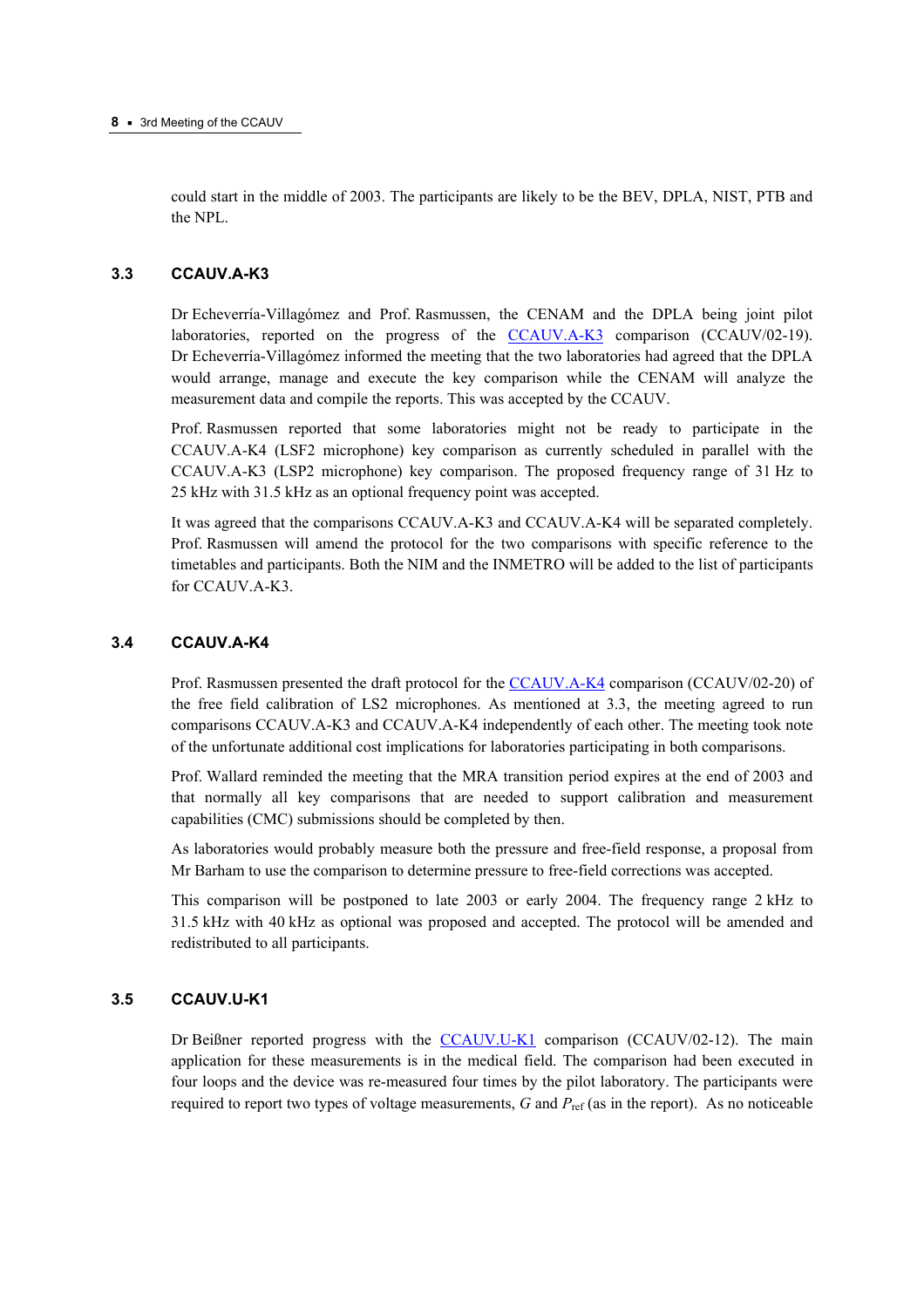could start in the middle of 2003. The participants are likely to be the BEV, DPLA, NIST, PTB and the NPL.

### 3.3 CCAUV.A-K3

Dr Echeverría-Villagómez and Prof. Rasmussen, the CENAM and the DPLA being joint pilot laboratories, reported on the progress of the CCAUV.A-K3 comparison (CCAUV/02-19). Dr Echeverría-Villagómez informed the meeting that the two laboratories had agreed that the DPLA would arrange, manage and execute the key comparison while the CENAM will analyze the measurement data and compile the reports. This was accepted by the CCAUV.

Prof. Rasmussen reported that some laboratories might not be ready to participate in the CCAUV.A-K4 (LSF2 microphone) key comparison as currently scheduled in parallel with the CCAUV.A-K3 (LSP2 microphone) key comparison. The proposed frequency range of 31 Hz to 25 kHz with 31.5 kHz as an optional frequency point was accepted.

It was agreed that the comparisons CCAUV.A-K3 and CCAUV.A-K4 will be separated completely. Prof. Rasmussen will amend the protocol for the two comparisons with specific reference to the timetables and participants. Both the NIM and the INMETRO will be added to the list of participants for CCAUV.A-K3.

### 3.4 CCAUV.A-K4

Prof. Rasmussen presented the draft protocol for the CCAUV.A-K4 comparison (CCAUV/02-20) of the free field calibration of LS2 microphones. As mentioned at 3.3, the meeting agreed to run comparisons CCAUV.A-K3 and CCAUV.A-K4 independently of each other. The meeting took note of the unfortunate additional cost implications for laboratories participating in both comparisons.

Prof. Wallard reminded the meeting that the MRA transition period expires at the end of 2003 and that normally all key comparisons that are needed to support calibration and measurement capabilities (CMC) submissions should be completed by then.

As laboratories would probably measure both the pressure and free-field response, a proposal from Mr Barham to use the comparison to determine pressure to free-field corrections was accepted.

This comparison will be postponed to late 2003 or early 2004. The frequency range 2 kHz to 31.5 kHz with 40 kHz as optional was proposed and accepted. The protocol will be amended and redistributed to all participants.

### 3.5 CCAUV.U-K1

Dr Beißner reported progress with the CCAUV.U-K1 comparison (CCAUV/02-12). The main application for these measurements is in the medical field. The comparison had been executed in four loops and the device was re-measured four times by the pilot laboratory. The participants were required to report two types of voltage measurements, $G$ and $P_{\text{ref}}$ (as in the report). As no noticeable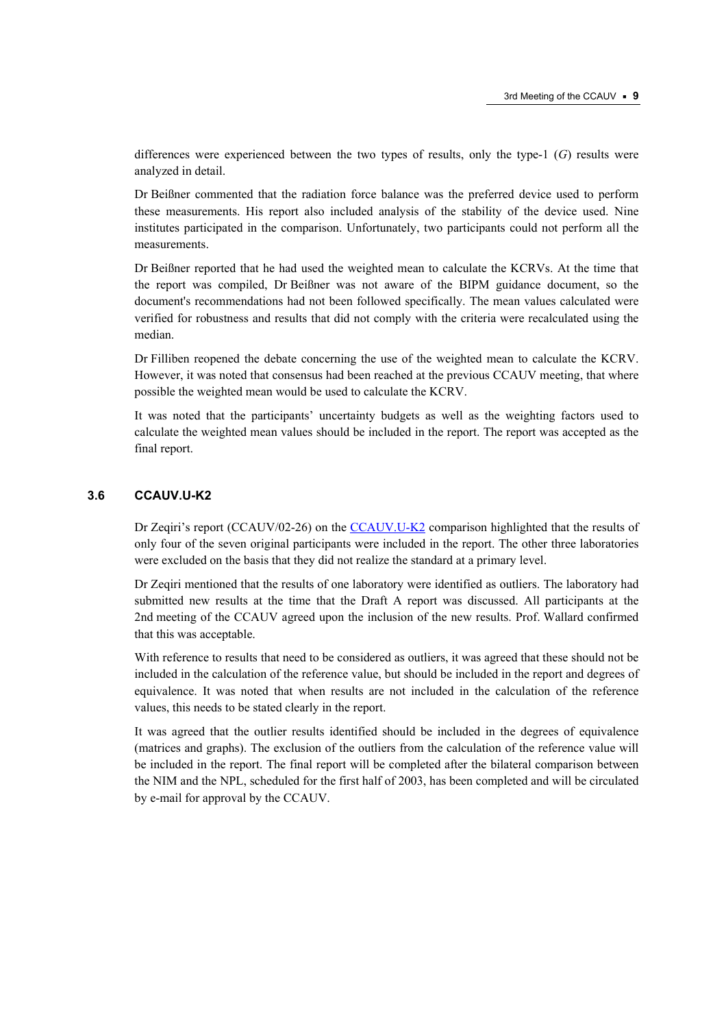differences were experienced between the two types of results, only the type-1 ($G$) results were analyzed in detail.

Dr Beißner commented that the radiation force balance was the preferred device used to perform these measurements. His report also included analysis of the stability of the device used. Nine institutes participated in the comparison. Unfortunately, two participants could not perform all the measurements.

Dr Beißner reported that he had used the weighted mean to calculate the KCRVs. At the time that the report was compiled, Dr Beißner was not aware of the BIPM guidance document, so the document's recommendations had not been followed specifically. The mean values calculated were verified for robustness and results that did not comply with the criteria were recalculated using the median.

Dr Filliben reopened the debate concerning the use of the weighted mean to calculate the KCRV. However, it was noted that consensus had been reached at the previous CCAUV meeting, that where possible the weighted mean would be used to calculate the KCRV.

It was noted that the participants' uncertainty budgets as well as the weighting factors used to calculate the weighted mean values should be included in the report. The report was accepted as the final report.

### 3.6 CCAUV.U-K2

Dr Zeqiri's report (CCAUV/02-26) on the CCAUV.U-K2 comparison highlighted that the results of only four of the seven original participants were included in the report. The other three laboratories were excluded on the basis that they did not realize the standard at a primary level.

Dr Zeqiri mentioned that the results of one laboratory were identified as outliers. The laboratory had submitted new results at the time that the Draft A report was discussed. All participants at the 2nd meeting of the CCAUV agreed upon the inclusion of the new results. Prof. Wallard confirmed that this was acceptable.

With reference to results that need to be considered as outliers, it was agreed that these should not be included in the calculation of the reference value, but should be included in the report and degrees of equivalence. It was noted that when results are not included in the calculation of the reference values, this needs to be stated clearly in the report.

It was agreed that the outlier results identified should be included in the degrees of equivalence (matrices and graphs). The exclusion of the outliers from the calculation of the reference value will be included in the report. The final report will be completed after the bilateral comparison between the NIM and the NPL, scheduled for the first half of 2003, has been completed and will be circulated by e-mail for approval by the CCAUV.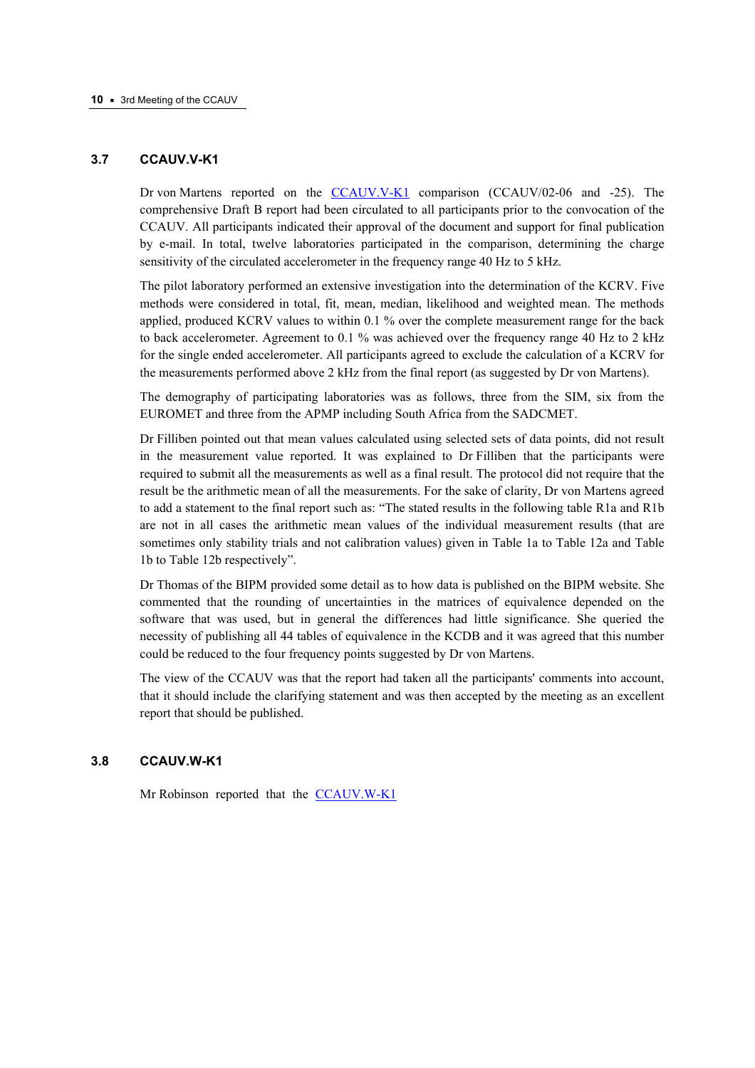### 3.7 CCAUV.V-K1

Dr von Martens reported on the CCAUV.V-K1 comparison (CCAUV/02-06 and -25). The comprehensive Draft B report had been circulated to all participants prior to the convocation of the CCAUV. All participants indicated their approval of the document and support for final publication by e-mail. In total, twelve laboratories participated in the comparison, determining the charge sensitivity of the circulated accelerometer in the frequency range 40 Hz to 5 kHz.

The pilot laboratory performed an extensive investigation into the determination of the KCRV. Five methods were considered in total, fit, mean, median, likelihood and weighted mean. The methods applied, produced KCRV values to within 0.1 % over the complete measurement range for the back to back accelerometer. Agreement to 0.1 % was achieved over the frequency range 40 Hz to 2 kHz for the single ended accelerometer. All participants agreed to exclude the calculation of a KCRV for the measurements performed above 2 kHz from the final report (as suggested by Dr von Martens).

The demography of participating laboratories was as follows, three from the SIM, six from the EUROMET and three from the APMP including South Africa from the SADCMET.

Dr Filliben pointed out that mean values calculated using selected sets of data points, did not result in the measurement value reported. It was explained to Dr Filliben that the participants were required to submit all the measurements as well as a final result. The protocol did not require that the result be the arithmetic mean of all the measurements. For the sake of clarity, Dr von Martens agreed to add a statement to the final report such as: "The stated results in the following table R1a and R1b are not in all cases the arithmetic mean values of the individual measurement results (that are sometimes only stability trials and not calibration values) given in Table 1a to Table 12a and Table 1b to Table 12b respectively".

Dr Thomas of the BIPM provided some detail as to how data is published on the BIPM website. She commented that the rounding of uncertainties in the matrices of equivalence depended on the software that was used, but in general the differences had little significance. She queried the necessity of publishing all 44 tables of equivalence in the KCDB and it was agreed that this number could be reduced to the four frequency points suggested by Dr von Martens.

The view of the CCAUV was that the report had taken all the participants' comments into account, that it should include the clarifying statement and was then accepted by the meeting as an excellent report that should be published.

### 3.8 CCAUV.W-K1

Mr Robinson reported that the CCAUV.W-K1